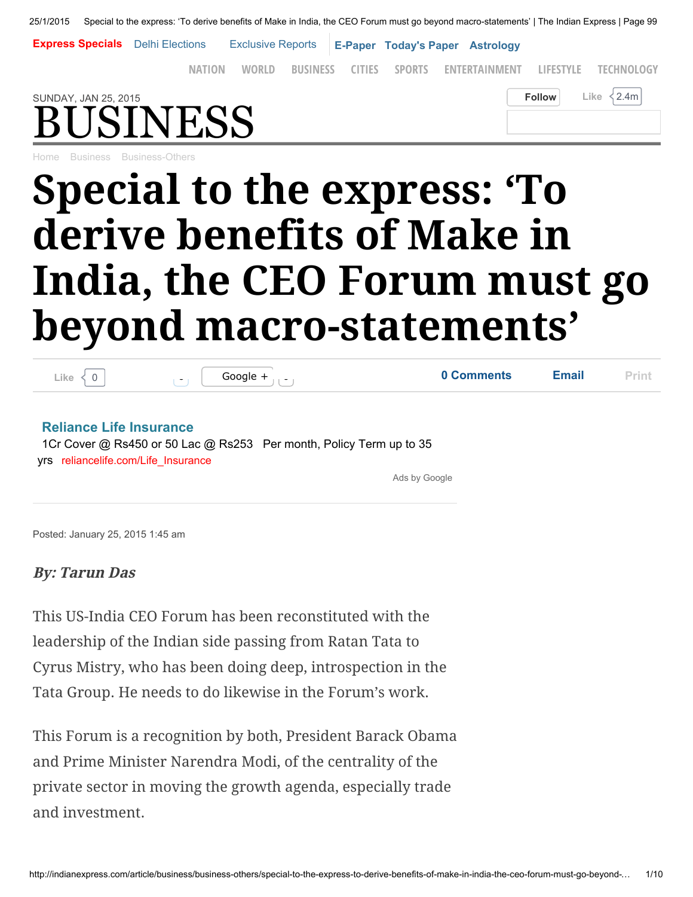SUNDAY, JAN 25, 2015

# BUSINESS

# Special to the express: 'To derive benefits of Make in India, the CEO Forum must go beyond macro-statements'

**Reliance Life Insurance**
1Cr Cover @ Rs450 or 50 Lac @ Rs253 Per month, Policy Term up to 35 yrs reliancelife.com/Life_Insurance

Ads by Google

Posted: January 25, 2015 1:45 am

***By: Tarun Das***

This US-India CEO Forum has been reconstituted with the leadership of the Indian side passing from Ratan Tata to Cyrus Mistry, who has been doing deep, introspection in the Tata Group. He needs to do likewise in the Forum's work.

This Forum is a recognition by both, President Barack Obama and Prime Minister Narendra Modi, of the centrality of the private sector in moving the growth agenda, especially trade and investment.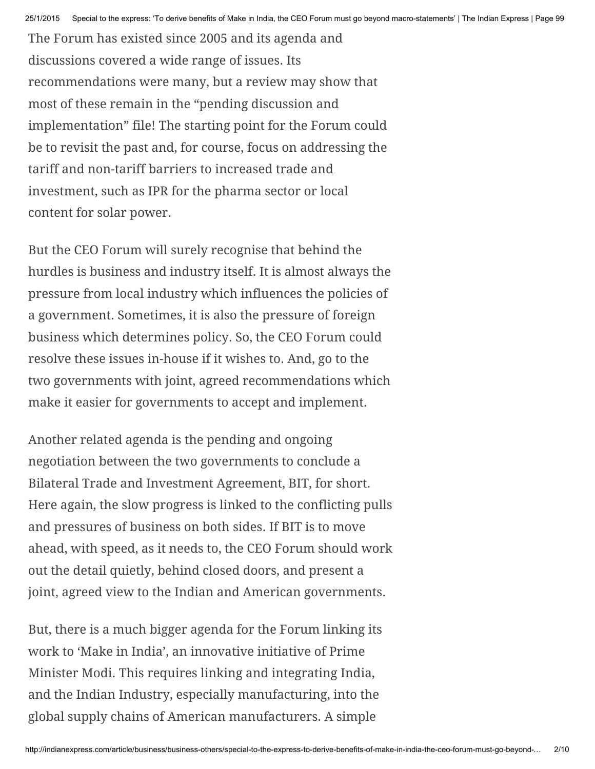The Forum has existed since 2005 and its agenda and discussions covered a wide range of issues. Its recommendations were many, but a review may show that most of these remain in the "pending discussion and implementation" file! The starting point for the Forum could be to revisit the past and, for course, focus on addressing the tariff and non-tariff barriers to increased trade and investment, such as IPR for the pharma sector or local content for solar power.

But the CEO Forum will surely recognise that behind the hurdles is business and industry itself. It is almost always the pressure from local industry which influences the policies of a government. Sometimes, it is also the pressure of foreign business which determines policy. So, the CEO Forum could resolve these issues in-house if it wishes to. And, go to the two governments with joint, agreed recommendations which make it easier for governments to accept and implement.

Another related agenda is the pending and ongoing negotiation between the two governments to conclude a Bilateral Trade and Investment Agreement, BIT, for short. Here again, the slow progress is linked to the conflicting pulls and pressures of business on both sides. If BIT is to move ahead, with speed, as it needs to, the CEO Forum should work out the detail quietly, behind closed doors, and present a joint, agreed view to the Indian and American governments.

But, there is a much bigger agenda for the Forum linking its work to 'Make in India', an innovative initiative of Prime Minister Modi. This requires linking and integrating India, and the Indian Industry, especially manufacturing, into the global supply chains of American manufacturers. A simple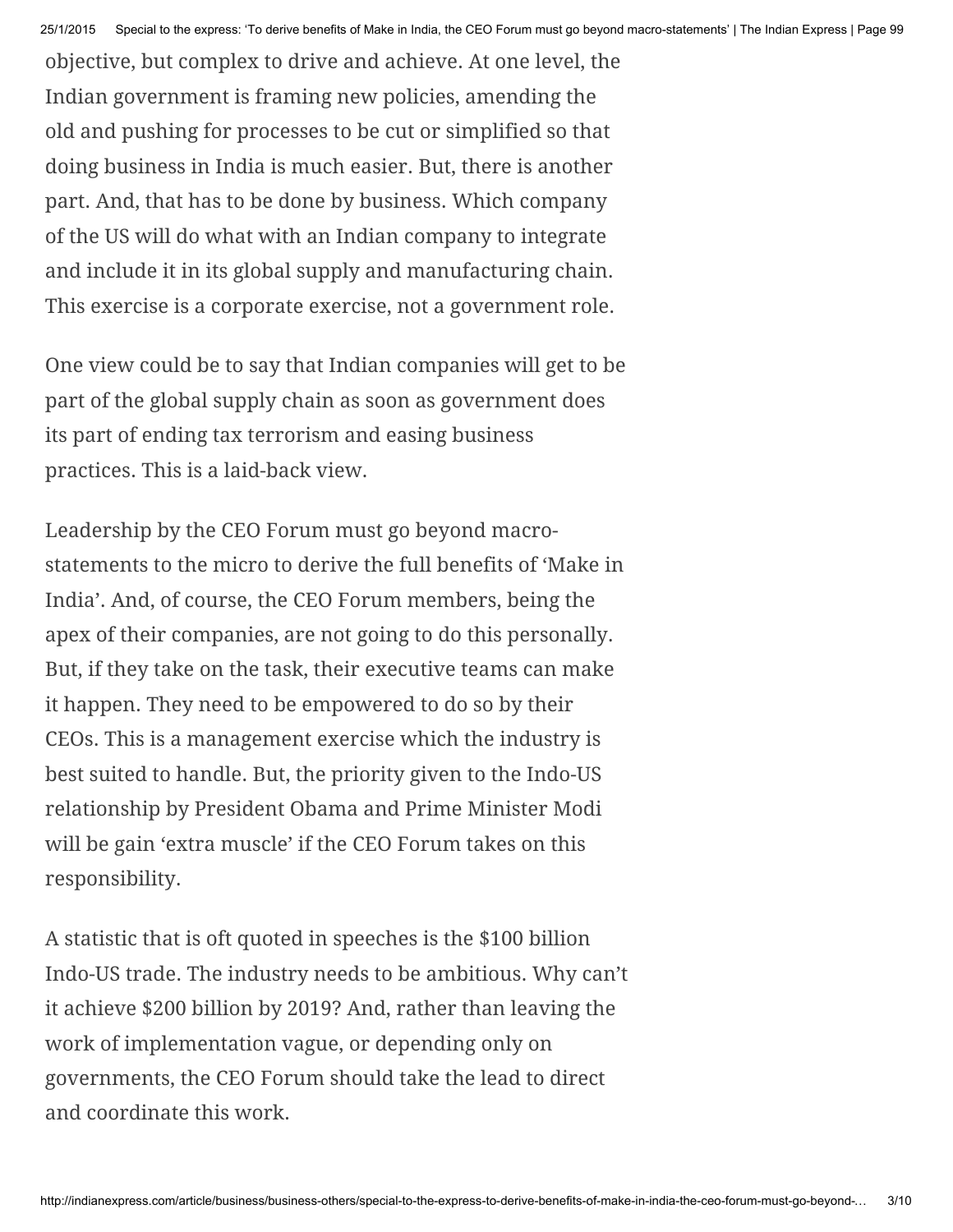objective, but complex to drive and achieve. At one level, the Indian government is framing new policies, amending the old and pushing for processes to be cut or simplified so that doing business in India is much easier. But, there is another part. And, that has to be done by business. Which company of the US will do what with an Indian company to integrate and include it in its global supply and manufacturing chain. This exercise is a corporate exercise, not a government role.

One view could be to say that Indian companies will get to be part of the global supply chain as soon as government does its part of ending tax terrorism and easing business practices. This is a laid-back view.

Leadership by the CEO Forum must go beyond macro-statements to the micro to derive the full benefits of 'Make in India'. And, of course, the CEO Forum members, being the apex of their companies, are not going to do this personally. But, if they take on the task, their executive teams can make it happen. They need to be empowered to do so by their CEOs. This is a management exercise which the industry is best suited to handle. But, the priority given to the Indo-US relationship by President Obama and Prime Minister Modi will be gain 'extra muscle' if the CEO Forum takes on this responsibility.

A statistic that is oft quoted in speeches is the $100 billion Indo-US trade. The industry needs to be ambitious. Why can't it achieve $200 billion by 2019? And, rather than leaving the work of implementation vague, or depending only on governments, the CEO Forum should take the lead to direct and coordinate this work.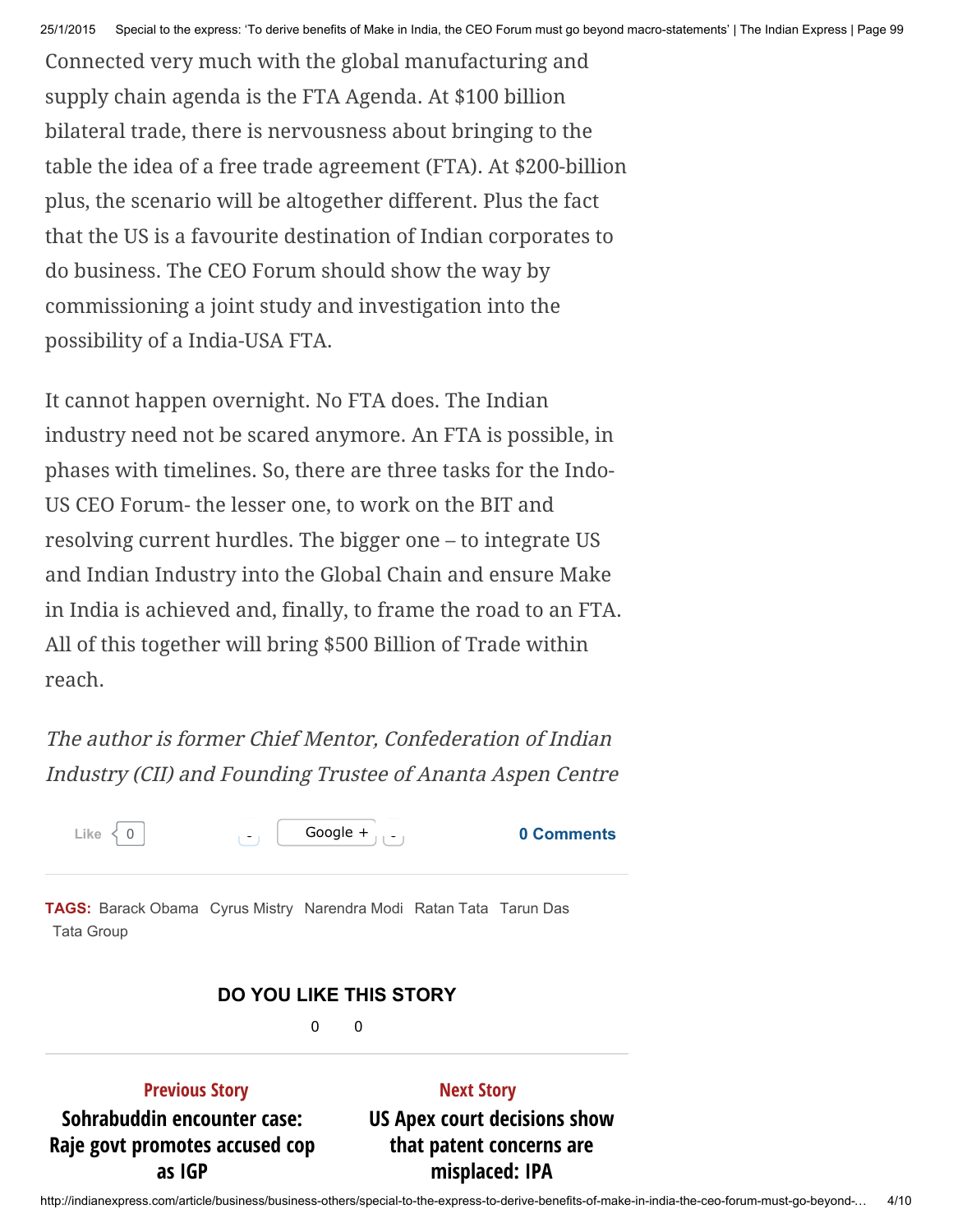Connected very much with the global manufacturing and supply chain agenda is the FTA Agenda. At $100 billion bilateral trade, there is nervousness about bringing to the table the idea of a free trade agreement (FTA). At $200-billion plus, the scenario will be altogether different. Plus the fact that the US is a favourite destination of Indian corporates to do business. The CEO Forum should show the way by commissioning a joint study and investigation into the possibility of a India-USA FTA.

It cannot happen overnight. No FTA does. The Indian industry need not be scared anymore. An FTA is possible, in phases with timelines. So, there are three tasks for the Indo-US CEO Forum- the lesser one, to work on the BIT and resolving current hurdles. The bigger one – to integrate US and Indian Industry into the Global Chain and ensure Make in India is achieved and, finally, to frame the road to an FTA. All of this together will bring $500 Billion of Trade within reach.

*The author is former Chief Mentor, Confederation of Indian Industry (CII) and Founding Trustee of Ananta Aspen Centre*

Like 0 Google + 0 Comments

**TAGS:** Barack Obama Cyrus Mistry Narendra Modi Ratan Tata Tarun Das Tata Group

**DO YOU LIKE THIS STORY**

0 0

**Previous Story**
**Sohrabuddin encounter case: Raje govt promotes accused cop as IGP**

**Next Story**
**US Apex court decisions show that patent concerns are misplaced: IPA**